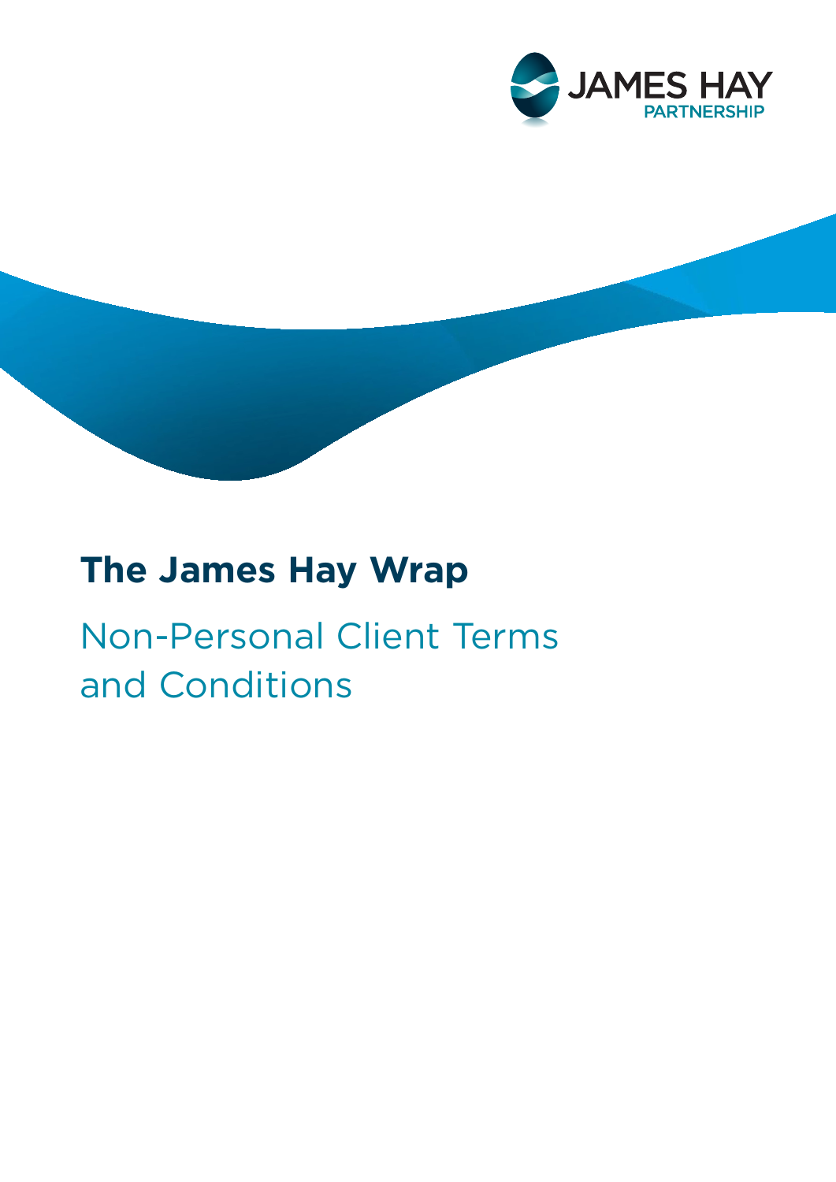JAMES HAY PARTNERSHIP

# The James Hay Wrap

## Non-Personal Client Terms and Conditions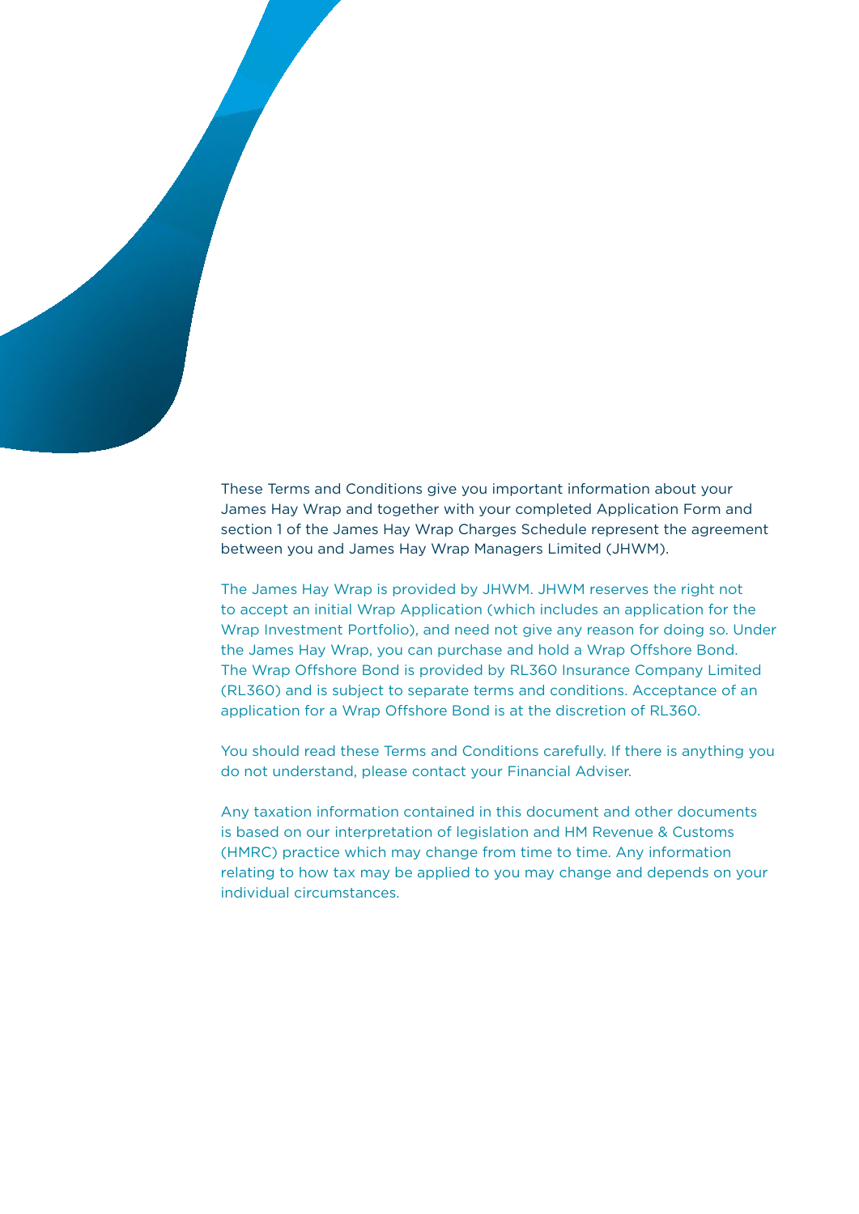These Terms and Conditions give you important information about your James Hay Wrap and together with your completed Application Form and section 1 of the James Hay Wrap Charges Schedule represent the agreement between you and James Hay Wrap Managers Limited (JHWM).

The James Hay Wrap is provided by JHWM. JHWM reserves the right not to accept an initial Wrap Application (which includes an application for the Wrap Investment Portfolio), and need not give any reason for doing so. Under the James Hay Wrap, you can purchase and hold a Wrap Offshore Bond. The Wrap Offshore Bond is provided by RL360 Insurance Company Limited (RL360) and is subject to separate terms and conditions. Acceptance of an application for a Wrap Offshore Bond is at the discretion of RL360.

You should read these Terms and Conditions carefully. If there is anything you do not understand, please contact your Financial Adviser.

Any taxation information contained in this document and other documents is based on our interpretation of legislation and HM Revenue & Customs (HMRC) practice which may change from time to time. Any information relating to how tax may be applied to you may change and depends on your individual circumstances.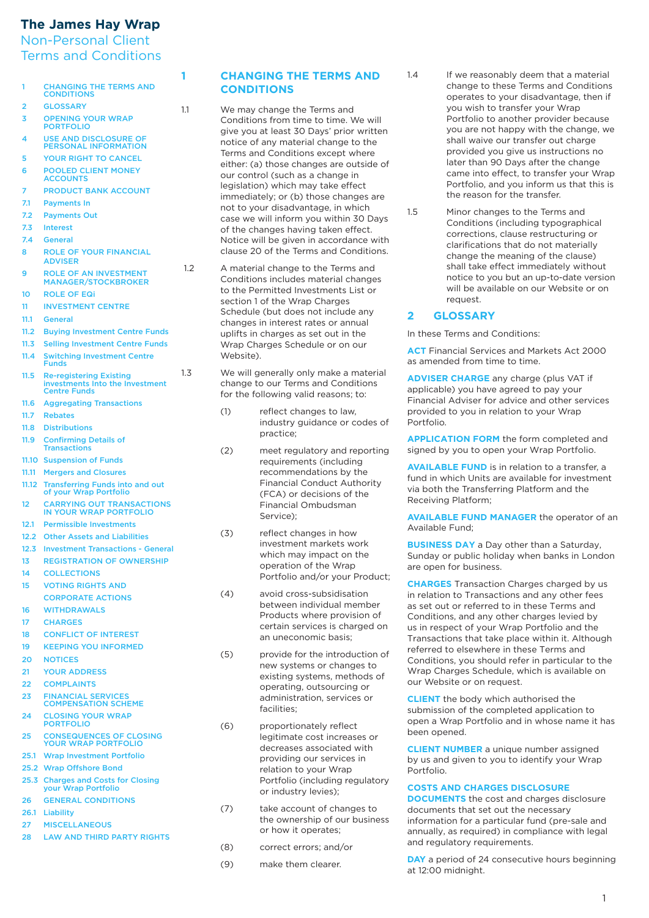# The James Hay Wrap

## Non-Personal Client Terms and Conditions

1 CHANGING THE TERMS AND CONDITIONS
2 GLOSSARY
3 OPENING YOUR WRAP PORTFOLIO
4 USE AND DISCLOSURE OF PERSONAL INFORMATION
5 YOUR RIGHT TO CANCEL
6 POOLED CLIENT MONEY ACCOUNTS
7 PRODUCT BANK ACCOUNT
7.1 Payments In
7.2 Payments Out
7.3 Interest
7.4 General
8 ROLE OF YOUR FINANCIAL ADVISER
9 ROLE OF AN INVESTMENT MANAGER/STOCKBROKER
10 ROLE OF EQi
11 INVESTMENT CENTRE
11.1 General
11.2 Buying Investment Centre Funds
11.3 Selling Investment Centre Funds
11.4 Switching Investment Centre Funds
11.5 Re-registering Existing investments Into the Investment Centre Funds
11.6 Aggregating Transactions
11.7 Rebates
11.8 Distributions
11.9 Confirming Details of Transactions
11.10 Suspension of Funds
11.11 Mergers and Closures
11.12 Transferring Funds into and out of your Wrap Portfolio
12 CARRYING OUT TRANSACTIONS IN YOUR WRAP PORTFOLIO
12.1 Permissible Investments
12.2 Other Assets and Liabilities
12.3 Investment Transactions - General
13 REGISTRATION OF OWNERSHIP
14 COLLECTIONS
15 VOTING RIGHTS AND CORPORATE ACTIONS
16 WITHDRAWALS
17 CHARGES
18 CONFLICT OF INTEREST
19 KEEPING YOU INFORMED
20 NOTICES
21 YOUR ADDRESS
22 COMPLAINTS
23 FINANCIAL SERVICES COMPENSATION SCHEME
24 CLOSING YOUR WRAP PORTFOLIO
25 CONSEQUENCES OF CLOSING YOUR WRAP PORTFOLIO
25.1 Wrap Investment Portfolio
25.2 Wrap Offshore Bond
25.3 Charges and Costs for Closing your Wrap Portfolio
26 GENERAL CONDITIONS
26.1 Liability
27 MISCELLANEOUS
28 LAW AND THIRD PARTY RIGHTS

## 1 CHANGING THE TERMS AND CONDITIONS

1.1 We may change the Terms and Conditions from time to time. We will give you at least 30 Days' prior written notice of any material change to the Terms and Conditions except where either: (a) those changes are outside of our control (such as a change in legislation) which may take effect immediately; or (b) those changes are not to your disadvantage, in which case we will inform you within 30 Days of the changes having taken effect. Notice will be given in accordance with clause 20 of the Terms and Conditions.

1.2 A material change to the Terms and Conditions includes material changes to the Permitted Investments List or section 1 of the Wrap Charges Schedule (but does not include any changes in interest rates or annual uplifts in charges as set out in the Wrap Charges Schedule or on our Website).

1.3 We will generally only make a material change to our Terms and Conditions for the following valid reasons; to:

(1) reflect changes to law, industry guidance or codes of practice;

(2) meet regulatory and reporting requirements (including recommendations by the Financial Conduct Authority (FCA) or decisions of the Financial Ombudsman Service);

(3) reflect changes in how investment markets work which may impact on the operation of the Wrap Portfolio and/or your Product;

(4) avoid cross-subsidisation between individual member Products where provision of certain services is charged on an uneconomic basis;

(5) provide for the introduction of new systems or changes to existing systems, methods of operating, outsourcing or administration, services or facilities;

(6) proportionately reflect legitimate cost increases or decreases associated with providing our services in relation to your Wrap Portfolio (including regulatory or industry levies);

(7) take account of changes to the ownership of our business or how it operates;

(8) correct errors; and/or

(9) make them clearer.

1.4 If we reasonably deem that a material change to these Terms and Conditions operates to your disadvantage, then if you wish to transfer your Wrap Portfolio to another provider because you are not happy with the change, we shall waive our transfer out charge provided you give us instructions no later than 90 Days after the change came into effect, to transfer your Wrap Portfolio, and you inform us that this is the reason for the transfer.

1.5 Minor changes to the Terms and Conditions (including typographical corrections, clause restructuring or clarifications that do not materially change the meaning of the clause) shall take effect immediately without notice to you but an up-to-date version will be available on our Website or on request.

## 2 GLOSSARY

In these Terms and Conditions:

**ACT** Financial Services and Markets Act 2000 as amended from time to time.

**ADVISER CHARGE** any charge (plus VAT if applicable) you have agreed to pay your Financial Adviser for advice and other services provided to you in relation to your Wrap Portfolio.

**APPLICATION FORM** the form completed and signed by you to open your Wrap Portfolio.

**AVAILABLE FUND** is in relation to a transfer, a fund in which Units are available for investment via both the Transferring Platform and the Receiving Platform;

**AVAILABLE FUND MANAGER** the operator of an Available Fund;

**BUSINESS DAY** a Day other than a Saturday, Sunday or public holiday when banks in London are open for business.

**CHARGES** Transaction Charges charged by us in relation to Transactions and any other fees as set out or referred to in these Terms and Conditions, and any other charges levied by us in respect of your Wrap Portfolio and the Transactions that take place within it. Although referred to elsewhere in these Terms and Conditions, you should refer in particular to the Wrap Charges Schedule, which is available on our Website or on request.

**CLIENT** the body which authorised the submission of the completed application to open a Wrap Portfolio and in whose name it has been opened.

**CLIENT NUMBER** a unique number assigned by us and given to you to identify your Wrap Portfolio.

**COSTS AND CHARGES DISCLOSURE DOCUMENTS** the cost and charges disclosure documents that set out the necessary information for a particular fund (pre-sale and annually, as required) in compliance with legal and regulatory requirements.

**DAY** a period of 24 consecutive hours beginning at 12:00 midnight.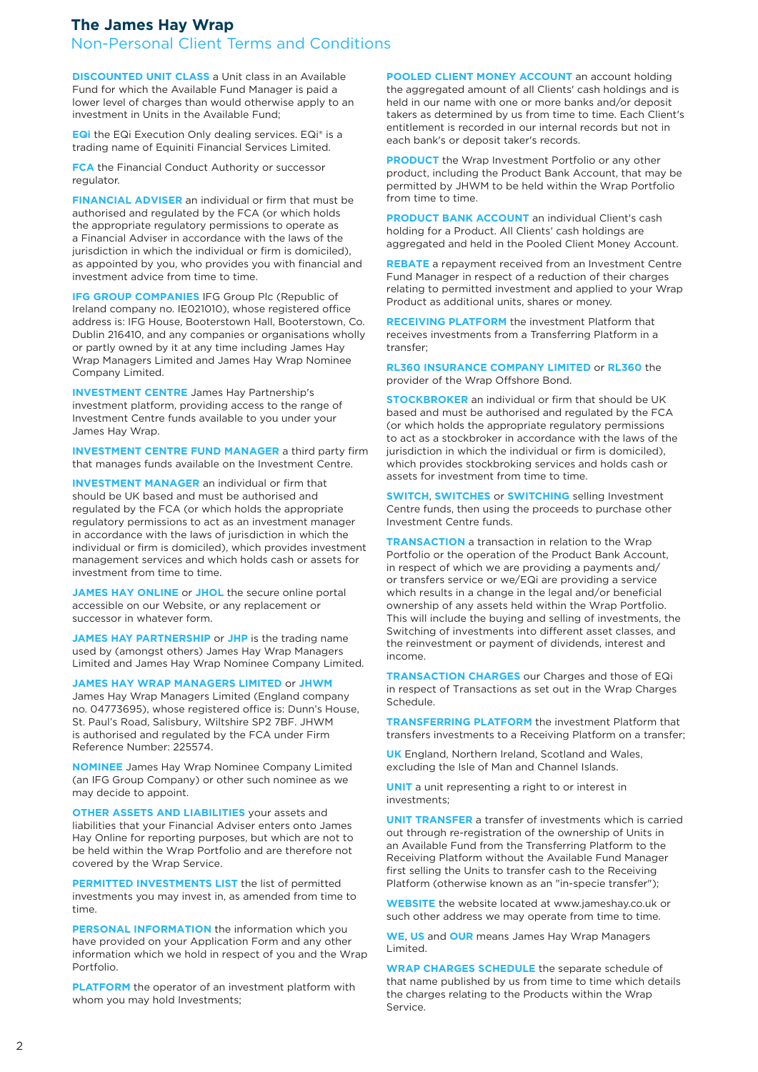# The James Hay Wrap

## Non-Personal Client Terms and Conditions

**DISCOUNTED UNIT CLASS** a Unit class in an Available Fund for which the Available Fund Manager is paid a lower level of charges than would otherwise apply to an investment in Units in the Available Fund;

**EQi** the EQi Execution Only dealing services. EQi® is a trading name of Equiniti Financial Services Limited.

**FCA** the Financial Conduct Authority or successor regulator.

**FINANCIAL ADVISER** an individual or firm that must be authorised and regulated by the FCA (or which holds the appropriate regulatory permissions to operate as a Financial Adviser in accordance with the laws of the jurisdiction in which the individual or firm is domiciled), as appointed by you, who provides you with financial and investment advice from time to time.

**IFG GROUP COMPANIES** IFG Group Plc (Republic of Ireland company no. IE021010), whose registered office address is: IFG House, Booterstown Hall, Booterstown, Co. Dublin 216410, and any companies or organisations wholly or partly owned by it at any time including James Hay Wrap Managers Limited and James Hay Wrap Nominee Company Limited.

**INVESTMENT CENTRE** James Hay Partnership's investment platform, providing access to the range of Investment Centre funds available to you under your James Hay Wrap.

**INVESTMENT CENTRE FUND MANAGER** a third party firm that manages funds available on the Investment Centre.

**INVESTMENT MANAGER** an individual or firm that should be UK based and must be authorised and regulated by the FCA (or which holds the appropriate regulatory permissions to act as an investment manager in accordance with the laws of jurisdiction in which the individual or firm is domiciled), which provides investment management services and which holds cash or assets for investment from time to time.

**JAMES HAY ONLINE** or **JHOL** the secure online portal accessible on our Website, or any replacement or successor in whatever form.

**JAMES HAY PARTNERSHIP** or **JHP** is the trading name used by (amongst others) James Hay Wrap Managers Limited and James Hay Wrap Nominee Company Limited.

**JAMES HAY WRAP MANAGERS LIMITED** or **JHWM** James Hay Wrap Managers Limited (England company no. 04773695), whose registered office is: Dunn's House, St. Paul's Road, Salisbury, Wiltshire SP2 7BF. JHWM is authorised and regulated by the FCA under Firm Reference Number: 225574.

**NOMINEE** James Hay Wrap Nominee Company Limited (an IFG Group Company) or other such nominee as we may decide to appoint.

**OTHER ASSETS AND LIABILITIES** your assets and liabilities that your Financial Adviser enters onto James Hay Online for reporting purposes, but which are not to be held within the Wrap Portfolio and are therefore not covered by the Wrap Service.

**PERMITTED INVESTMENTS LIST** the list of permitted investments you may invest in, as amended from time to time.

**PERSONAL INFORMATION** the information which you have provided on your Application Form and any other information which we hold in respect of you and the Wrap Portfolio.

**PLATFORM** the operator of an investment platform with whom you may hold Investments;

**POOLED CLIENT MONEY ACCOUNT** an account holding the aggregated amount of all Clients' cash holdings and is held in our name with one or more banks and/or deposit takers as determined by us from time to time. Each Client's entitlement is recorded in our internal records but not in each bank's or deposit taker's records.

**PRODUCT** the Wrap Investment Portfolio or any other product, including the Product Bank Account, that may be permitted by JHWM to be held within the Wrap Portfolio from time to time.

**PRODUCT BANK ACCOUNT** an individual Client's cash holding for a Product. All Clients' cash holdings are aggregated and held in the Pooled Client Money Account.

**REBATE** a repayment received from an Investment Centre Fund Manager in respect of a reduction of their charges relating to permitted investment and applied to your Wrap Product as additional units, shares or money.

**RECEIVING PLATFORM** the investment Platform that receives investments from a Transferring Platform in a transfer;

**RL360 INSURANCE COMPANY LIMITED** or **RL360** the provider of the Wrap Offshore Bond.

**STOCKBROKER** an individual or firm that should be UK based and must be authorised and regulated by the FCA (or which holds the appropriate regulatory permissions to act as a stockbroker in accordance with the laws of the jurisdiction in which the individual or firm is domiciled), which provides stockbroking services and holds cash or assets for investment from time to time.

**SWITCH**, **SWITCHES** or **SWITCHING** selling Investment Centre funds, then using the proceeds to purchase other Investment Centre funds.

**TRANSACTION** a transaction in relation to the Wrap Portfolio or the operation of the Product Bank Account, in respect of which we are providing a payments and/or transfers service or we/EQi are providing a service which results in a change in the legal and/or beneficial ownership of any assets held within the Wrap Portfolio. This will include the buying and selling of investments, the Switching of investments into different asset classes, and the reinvestment or payment of dividends, interest and income.

**TRANSACTION CHARGES** our Charges and those of EQi in respect of Transactions as set out in the Wrap Charges Schedule.

**TRANSFERRING PLATFORM** the investment Platform that transfers investments to a Receiving Platform on a transfer;

**UK** England, Northern Ireland, Scotland and Wales, excluding the Isle of Man and Channel Islands.

**UNIT** a unit representing a right to or interest in investments;

**UNIT TRANSFER** a transfer of investments which is carried out through re-registration of the ownership of Units in an Available Fund from the Transferring Platform to the Receiving Platform without the Available Fund Manager first selling the Units to transfer cash to the Receiving Platform (otherwise known as an "in-specie transfer");

**WEBSITE** the website located at www.jameshay.co.uk or such other address we may operate from time to time.

**WE**, **US** and **OUR** means James Hay Wrap Managers Limited.

**WRAP CHARGES SCHEDULE** the separate schedule of that name published by us from time to time which details the charges relating to the Products within the Wrap Service.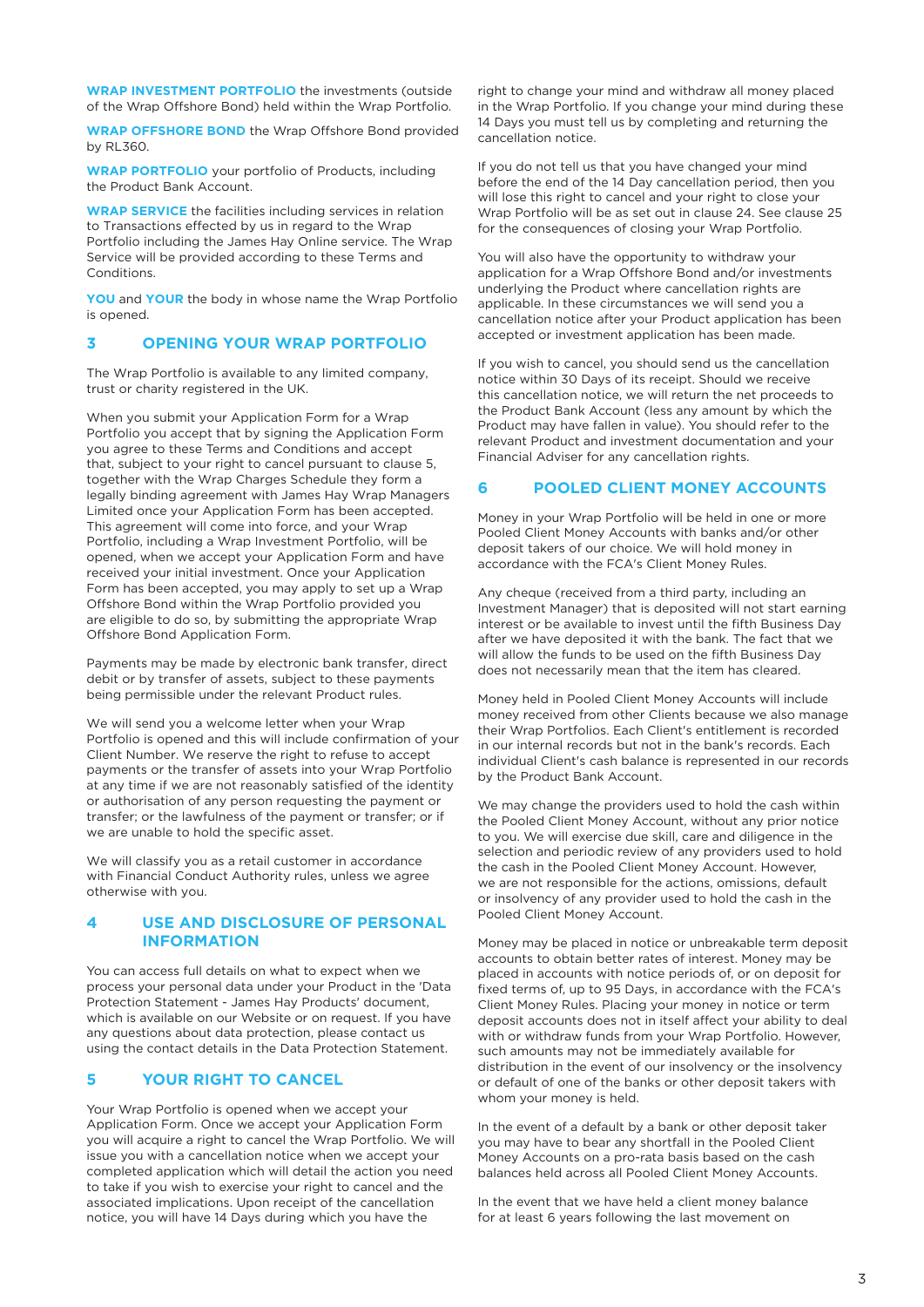**WRAP INVESTMENT PORTFOLIO** the investments (outside of the Wrap Offshore Bond) held within the Wrap Portfolio.

**WRAP OFFSHORE BOND** the Wrap Offshore Bond provided by RL360.

**WRAP PORTFOLIO** your portfolio of Products, including the Product Bank Account.

**WRAP SERVICE** the facilities including services in relation to Transactions effected by us in regard to the Wrap Portfolio including the James Hay Online service. The Wrap Service will be provided according to these Terms and Conditions.

**YOU** and **YOUR** the body in whose name the Wrap Portfolio is opened.

## 3 OPENING YOUR WRAP PORTFOLIO

The Wrap Portfolio is available to any limited company, trust or charity registered in the UK.

When you submit your Application Form for a Wrap Portfolio you accept that by signing the Application Form you agree to these Terms and Conditions and accept that, subject to your right to cancel pursuant to clause 5, together with the Wrap Charges Schedule they form a legally binding agreement with James Hay Wrap Managers Limited once your Application Form has been accepted. This agreement will come into force, and your Wrap Portfolio, including a Wrap Investment Portfolio, will be opened, when we accept your Application Form and have received your initial investment. Once your Application Form has been accepted, you may apply to set up a Wrap Offshore Bond within the Wrap Portfolio provided you are eligible to do so, by submitting the appropriate Wrap Offshore Bond Application Form.

Payments may be made by electronic bank transfer, direct debit or by transfer of assets, subject to these payments being permissible under the relevant Product rules.

We will send you a welcome letter when your Wrap Portfolio is opened and this will include confirmation of your Client Number. We reserve the right to refuse to accept payments or the transfer of assets into your Wrap Portfolio at any time if we are not reasonably satisfied of the identity or authorisation of any person requesting the payment or transfer; or the lawfulness of the payment or transfer; or if we are unable to hold the specific asset.

We will classify you as a retail customer in accordance with Financial Conduct Authority rules, unless we agree otherwise with you.

## 4 USE AND DISCLOSURE OF PERSONAL INFORMATION

You can access full details on what to expect when we process your personal data under your Product in the 'Data Protection Statement - James Hay Products' document, which is available on our Website or on request. If you have any questions about data protection, please contact us using the contact details in the Data Protection Statement.

## 5 YOUR RIGHT TO CANCEL

Your Wrap Portfolio is opened when we accept your Application Form. Once we accept your Application Form you will acquire a right to cancel the Wrap Portfolio. We will issue you with a cancellation notice when we accept your completed application which will detail the action you need to take if you wish to exercise your right to cancel and the associated implications. Upon receipt of the cancellation notice, you will have 14 Days during which you have the right to change your mind and withdraw all money placed in the Wrap Portfolio. If you change your mind during these 14 Days you must tell us by completing and returning the cancellation notice.

If you do not tell us that you have changed your mind before the end of the 14 Day cancellation period, then you will lose this right to cancel and your right to close your Wrap Portfolio will be as set out in clause 24. See clause 25 for the consequences of closing your Wrap Portfolio.

You will also have the opportunity to withdraw your application for a Wrap Offshore Bond and/or investments underlying the Product where cancellation rights are applicable. In these circumstances we will send you a cancellation notice after your Product application has been accepted or investment application has been made.

If you wish to cancel, you should send us the cancellation notice within 30 Days of its receipt. Should we receive this cancellation notice, we will return the net proceeds to the Product Bank Account (less any amount by which the Product may have fallen in value). You should refer to the relevant Product and investment documentation and your Financial Adviser for any cancellation rights.

## 6 POOLED CLIENT MONEY ACCOUNTS

Money in your Wrap Portfolio will be held in one or more Pooled Client Money Accounts with banks and/or other deposit takers of our choice. We will hold money in accordance with the FCA's Client Money Rules.

Any cheque (received from a third party, including an Investment Manager) that is deposited will not start earning interest or be available to invest until the fifth Business Day after we have deposited it with the bank. The fact that we will allow the funds to be used on the fifth Business Day does not necessarily mean that the item has cleared.

Money held in Pooled Client Money Accounts will include money received from other Clients because we also manage their Wrap Portfolios. Each Client's entitlement is recorded in our internal records but not in the bank's records. Each individual Client's cash balance is represented in our records by the Product Bank Account.

We may change the providers used to hold the cash within the Pooled Client Money Account, without any prior notice to you. We will exercise due skill, care and diligence in the selection and periodic review of any providers used to hold the cash in the Pooled Client Money Account. However, we are not responsible for the actions, omissions, default or insolvency of any provider used to hold the cash in the Pooled Client Money Account.

Money may be placed in notice or unbreakable term deposit accounts to obtain better rates of interest. Money may be placed in accounts with notice periods of, or on deposit for fixed terms of, up to 95 Days, in accordance with the FCA's Client Money Rules. Placing your money in notice or term deposit accounts does not in itself affect your ability to deal with or withdraw funds from your Wrap Portfolio. However, such amounts may not be immediately available for distribution in the event of our insolvency or the insolvency or default of one of the banks or other deposit takers with whom your money is held.

In the event of a default by a bank or other deposit taker you may have to bear any shortfall in the Pooled Client Money Accounts on a pro-rata basis based on the cash balances held across all Pooled Client Money Accounts.

In the event that we have held a client money balance for at least 6 years following the last movement on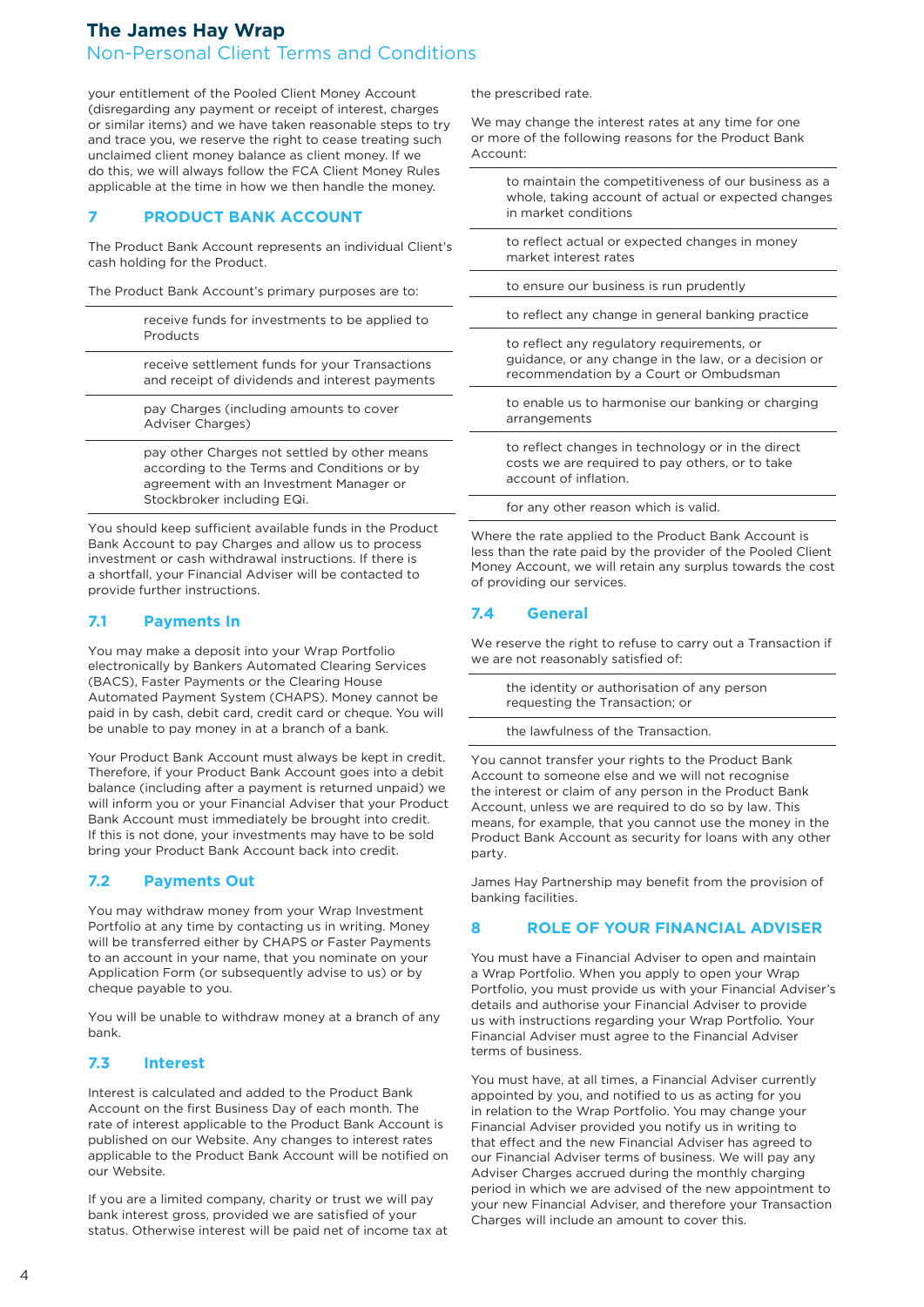your entitlement of the Pooled Client Money Account (disregarding any payment or receipt of interest, charges or similar items) and we have taken reasonable steps to try and trace you, we reserve the right to cease treating such unclaimed client money balance as client money. If we do this, we will always follow the FCA Client Money Rules applicable at the time in how we then handle the money.

## 7 PRODUCT BANK ACCOUNT

The Product Bank Account represents an individual Client's cash holding for the Product.

The Product Bank Account's primary purposes are to:

- receive funds for investments to be applied to Products
- receive settlement funds for your Transactions and receipt of dividends and interest payments
- pay Charges (including amounts to cover Adviser Charges)
- pay other Charges not settled by other means according to the Terms and Conditions or by agreement with an Investment Manager or Stockbroker including EQi.

You should keep sufficient available funds in the Product Bank Account to pay Charges and allow us to process investment or cash withdrawal instructions. If there is a shortfall, your Financial Adviser will be contacted to provide further instructions.

### 7.1 Payments In

You may make a deposit into your Wrap Portfolio electronically by Bankers Automated Clearing Services (BACS), Faster Payments or the Clearing House Automated Payment System (CHAPS). Money cannot be paid in by cash, debit card, credit card or cheque. You will be unable to pay money in at a branch of a bank.

Your Product Bank Account must always be kept in credit. Therefore, if your Product Bank Account goes into a debit balance (including after a payment is returned unpaid) we will inform you or your Financial Adviser that your Product Bank Account must immediately be brought into credit. If this is not done, your investments may have to be sold to bring your Product Bank Account back into credit.

### 7.2 Payments Out

You may withdraw money from your Wrap Investment Portfolio at any time by contacting us in writing. Money will be transferred either by CHAPS or Faster Payments to an account in your name, that you nominate on your Application Form (or subsequently advise to us) or by cheque payable to you.

You will be unable to withdraw money at a branch of any bank.

### 7.3 Interest

Interest is calculated and added to the Product Bank Account on the first Business Day of each month. The rate of interest applicable to the Product Bank Account is published on our Website. Any changes to interest rates applicable to the Product Bank Account will be notified on our Website.

If you are a limited company, charity or trust we will pay bank interest gross, provided we are satisfied of your status. Otherwise interest will be paid net of income tax at the prescribed rate.

We may change the interest rates at any time for one or more of the following reasons for the Product Bank Account:

- to maintain the competitiveness of our business as a whole, taking account of actual or expected changes in market conditions
- to reflect actual or expected changes in money market interest rates
- to ensure our business is run prudently
- to reflect any change in general banking practice
- to reflect any regulatory requirements, or guidance, or any change in the law, or a decision or recommendation by a Court or Ombudsman
- to enable us to harmonise our banking or charging arrangements
- to reflect changes in technology or in the direct costs we are required to pay others, or to take account of inflation.
- for any other reason which is valid.

Where the rate applied to the Product Bank Account is less than the rate paid by the provider of the Pooled Client Money Account, we will retain any surplus towards the cost of providing our services.

### 7.4 General

We reserve the right to refuse to carry out a Transaction if we are not reasonably satisfied of:

- the identity or authorisation of any person requesting the Transaction; or
- the lawfulness of the Transaction.

You cannot transfer your rights to the Product Bank Account to someone else and we will not recognise the interest or claim of any person in the Product Bank Account, unless we are required to do so by law. This means, for example, that you cannot use the money in the Product Bank Account as security for loans with any other party.

James Hay Partnership may benefit from the provision of banking facilities.

## 8 ROLE OF YOUR FINANCIAL ADVISER

You must have a Financial Adviser to open and maintain a Wrap Portfolio. When you apply to open your Wrap Portfolio, you must provide us with your Financial Adviser's details and authorise your Financial Adviser to provide us with instructions regarding your Wrap Portfolio. Your Financial Adviser must agree to the Financial Adviser terms of business.

You must have, at all times, a Financial Adviser currently appointed by you, and notified to us as acting for you in relation to the Wrap Portfolio. You may change your Financial Adviser provided you notify us in writing to that effect and the new Financial Adviser has agreed to our Financial Adviser terms of business. We will pay any Adviser Charges accrued during the monthly charging period in which we are advised of the new appointment to your new Financial Adviser, and therefore your Transaction Charges will include an amount to cover this.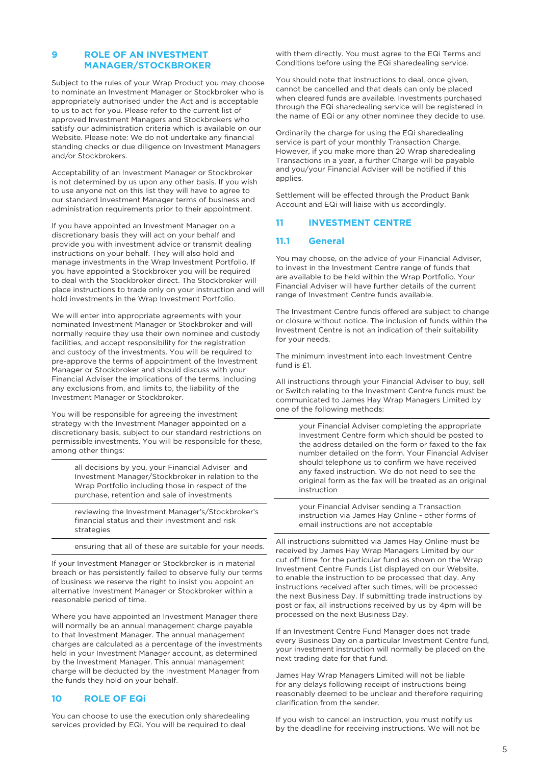## 9 ROLE OF AN INVESTMENT MANAGER/STOCKBROKER

Subject to the rules of your Wrap Product you may choose to nominate an Investment Manager or Stockbroker who is appropriately authorised under the Act and is acceptable to us to act for you. Please refer to the current list of approved Investment Managers and Stockbrokers who satisfy our administration criteria which is available on our Website. Please note: We do not undertake any financial standing checks or due diligence on Investment Managers and/or Stockbrokers.

Acceptability of an Investment Manager or Stockbroker is not determined by us upon any other basis. If you wish to use anyone not on this list they will have to agree to our standard Investment Manager terms of business and administration requirements prior to their appointment.

If you have appointed an Investment Manager on a discretionary basis they will act on your behalf and provide you with investment advice or transmit dealing instructions on your behalf. They will also hold and manage investments in the Wrap Investment Portfolio. If you have appointed a Stockbroker you will be required to deal with the Stockbroker direct. The Stockbroker will place instructions to trade only on your instruction and will hold investments in the Wrap Investment Portfolio.

We will enter into appropriate agreements with your nominated Investment Manager or Stockbroker and will normally require they use their own nominee and custody facilities, and accept responsibility for the registration and custody of the investments. You will be required to pre-approve the terms of appointment of the Investment Manager or Stockbroker and should discuss with your Financial Adviser the implications of the terms, including any exclusions from, and limits to, the liability of the Investment Manager or Stockbroker.

You will be responsible for agreeing the investment strategy with the Investment Manager appointed on a discretionary basis, subject to our standard restrictions on permissible investments. You will be responsible for these, among other things:

- all decisions by you, your Financial Adviser and Investment Manager/Stockbroker in relation to the Wrap Portfolio including those in respect of the purchase, retention and sale of investments
- reviewing the Investment Manager's/Stockbroker's financial status and their investment and risk strategies
- ensuring that all of these are suitable for your needs.

If your Investment Manager or Stockbroker is in material breach or has persistently failed to observe fully our terms of business we reserve the right to insist you appoint an alternative Investment Manager or Stockbroker within a reasonable period of time.

Where you have appointed an Investment Manager there will normally be an annual management charge payable to that Investment Manager. The annual management charges are calculated as a percentage of the investments held in your Investment Manager account, as determined by the Investment Manager. This annual management charge will be deducted by the Investment Manager from the funds they hold on your behalf.

## 10 ROLE OF EQi

You can choose to use the execution only sharedealing services provided by EQi. You will be required to deal with them directly. You must agree to the EQi Terms and Conditions before using the EQi sharedealing service.

You should note that instructions to deal, once given, cannot be cancelled and that deals can only be placed when cleared funds are available. Investments purchased through the EQi sharedealing service will be registered in the name of EQi or any other nominee they decide to use.

Ordinarily the charge for using the EQi sharedealing service is part of your monthly Transaction Charge. However, if you make more than 20 Wrap sharedealing Transactions in a year, a further Charge will be payable and you/your Financial Adviser will be notified if this applies.

Settlement will be effected through the Product Bank Account and EQi will liaise with us accordingly.

## 11 INVESTMENT CENTRE

### 11.1 General

You may choose, on the advice of your Financial Adviser, to invest in the Investment Centre range of funds that are available to be held within the Wrap Portfolio. Your Financial Adviser will have further details of the current range of Investment Centre funds available.

The Investment Centre funds offered are subject to change or closure without notice. The inclusion of funds within the Investment Centre is not an indication of their suitability for your needs.

The minimum investment into each Investment Centre fund is £1.

All instructions through your Financial Adviser to buy, sell or Switch relating to the Investment Centre funds must be communicated to James Hay Wrap Managers Limited by one of the following methods:

- your Financial Adviser completing the appropriate Investment Centre form which should be posted to the address detailed on the form or faxed to the fax number detailed on the form. Your Financial Adviser should telephone us to confirm we have received any faxed instruction. We do not need to see the original form as the fax will be treated as an original instruction
- your Financial Adviser sending a Transaction instruction via James Hay Online - other forms of email instructions are not acceptable

All instructions submitted via James Hay Online must be received by James Hay Wrap Managers Limited by our cut off time for the particular fund as shown on the Wrap Investment Centre Funds List displayed on our Website, to enable the instruction to be processed that day. Any instructions received after such times, will be processed the next Business Day. If submitting trade instructions by post or fax, all instructions received by us by 4pm will be processed on the next Business Day.

If an Investment Centre Fund Manager does not trade every Business Day on a particular Investment Centre fund, your investment instruction will normally be placed on the next trading date for that fund.

James Hay Wrap Managers Limited will not be liable for any delays following receipt of instructions being reasonably deemed to be unclear and therefore requiring clarification from the sender.

If you wish to cancel an instruction, you must notify us by the deadline for receiving instructions. We will not be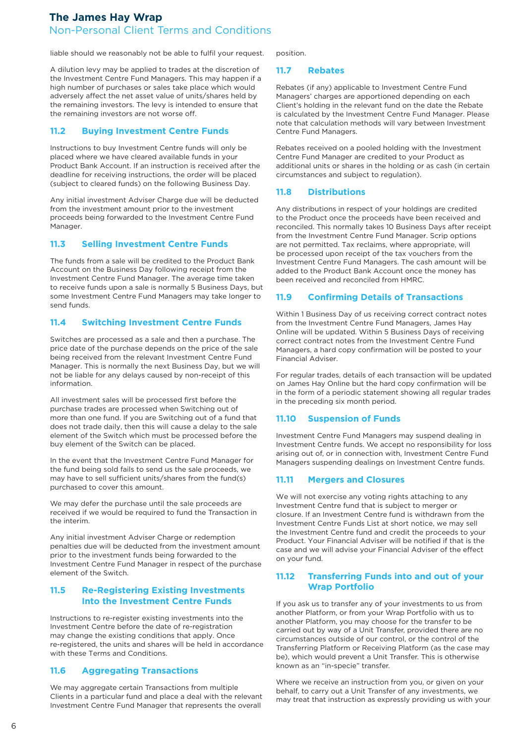liable should we reasonably not be able to fulfil your request.

A dilution levy may be applied to trades at the discretion of the Investment Centre Fund Managers. This may happen if a high number of purchases or sales take place which would adversely affect the net asset value of units/shares held by the remaining investors. The levy is intended to ensure that the remaining investors are not worse off.

## 11.2 Buying Investment Centre Funds

Instructions to buy Investment Centre funds will only be placed where we have cleared available funds in your Product Bank Account. If an instruction is received after the deadline for receiving instructions, the order will be placed (subject to cleared funds) on the following Business Day.

Any initial investment Adviser Charge due will be deducted from the investment amount prior to the investment proceeds being forwarded to the Investment Centre Fund Manager.

## 11.3 Selling Investment Centre Funds

The funds from a sale will be credited to the Product Bank Account on the Business Day following receipt from the Investment Centre Fund Manager. The average time taken to receive funds upon a sale is normally 5 Business Days, but some Investment Centre Fund Managers may take longer to send funds.

## 11.4 Switching Investment Centre Funds

Switches are processed as a sale and then a purchase. The price date of the purchase depends on the price of the sale being received from the relevant Investment Centre Fund Manager. This is normally the next Business Day, but we will not be liable for any delays caused by non-receipt of this information.

All investment sales will be processed first before the purchase trades are processed when Switching out of more than one fund. If you are Switching out of a fund that does not trade daily, then this will cause a delay to the sale element of the Switch which must be processed before the buy element of the Switch can be placed.

In the event that the Investment Centre Fund Manager for the fund being sold fails to send us the sale proceeds, we may have to sell sufficient units/shares from the fund(s) purchased to cover this amount.

We may defer the purchase until the sale proceeds are received if we would be required to fund the Transaction in the interim.

Any initial investment Adviser Charge or redemption penalties due will be deducted from the investment amount prior to the investment funds being forwarded to the Investment Centre Fund Manager in respect of the purchase element of the Switch.

## 11.5 Re-Registering Existing Investments Into the Investment Centre Funds

Instructions to re-register existing investments into the Investment Centre before the date of re-registration may change the existing conditions that apply. Once re-registered, the units and shares will be held in accordance with these Terms and Conditions.

## 11.6 Aggregating Transactions

We may aggregate certain Transactions from multiple Clients in a particular fund and place a deal with the relevant Investment Centre Fund Manager that represents the overall position.

## 11.7 Rebates

Rebates (if any) applicable to Investment Centre Fund Managers' charges are apportioned depending on each Client's holding in the relevant fund on the date the Rebate is calculated by the Investment Centre Fund Manager. Please note that calculation methods will vary between Investment Centre Fund Managers.

Rebates received on a pooled holding with the Investment Centre Fund Manager are credited to your Product as additional units or shares in the holding or as cash (in certain circumstances and subject to regulation).

## 11.8 Distributions

Any distributions in respect of your holdings are credited to the Product once the proceeds have been received and reconciled. This normally takes 10 Business Days after receipt from the Investment Centre Fund Manager. Scrip options are not permitted. Tax reclaims, where appropriate, will be processed upon receipt of the tax vouchers from the Investment Centre Fund Managers. The cash amount will be added to the Product Bank Account once the money has been received and reconciled from HMRC.

## 11.9 Confirming Details of Transactions

Within 1 Business Day of us receiving correct contract notes from the Investment Centre Fund Managers, James Hay Online will be updated. Within 5 Business Days of receiving correct contract notes from the Investment Centre Fund Managers, a hard copy confirmation will be posted to your Financial Adviser.

For regular trades, details of each transaction will be updated on James Hay Online but the hard copy confirmation will be in the form of a periodic statement showing all regular trades in the preceding six month period.

## 11.10 Suspension of Funds

Investment Centre Fund Managers may suspend dealing in Investment Centre funds. We accept no responsibility for loss arising out of, or in connection with, Investment Centre Fund Managers suspending dealings on Investment Centre funds.

## 11.11 Mergers and Closures

We will not exercise any voting rights attaching to any Investment Centre fund that is subject to merger or closure. If an Investment Centre fund is withdrawn from the Investment Centre Funds List at short notice, we may sell the Investment Centre fund and credit the proceeds to your Product. Your Financial Adviser will be notified if that is the case and we will advise your Financial Adviser of the effect on your fund.

## 11.12 Transferring Funds into and out of your Wrap Portfolio

If you ask us to transfer any of your investments to us from another Platform, or from your Wrap Portfolio with us to another Platform, you may choose for the transfer to be carried out by way of a Unit Transfer, provided there are no circumstances outside of our control, or the control of the Transferring Platform or Receiving Platform (as the case may be), which would prevent a Unit Transfer. This is otherwise known as an "in-specie" transfer.

Where we receive an instruction from you, or given on your behalf, to carry out a Unit Transfer of any investments, we may treat that instruction as expressly providing us with your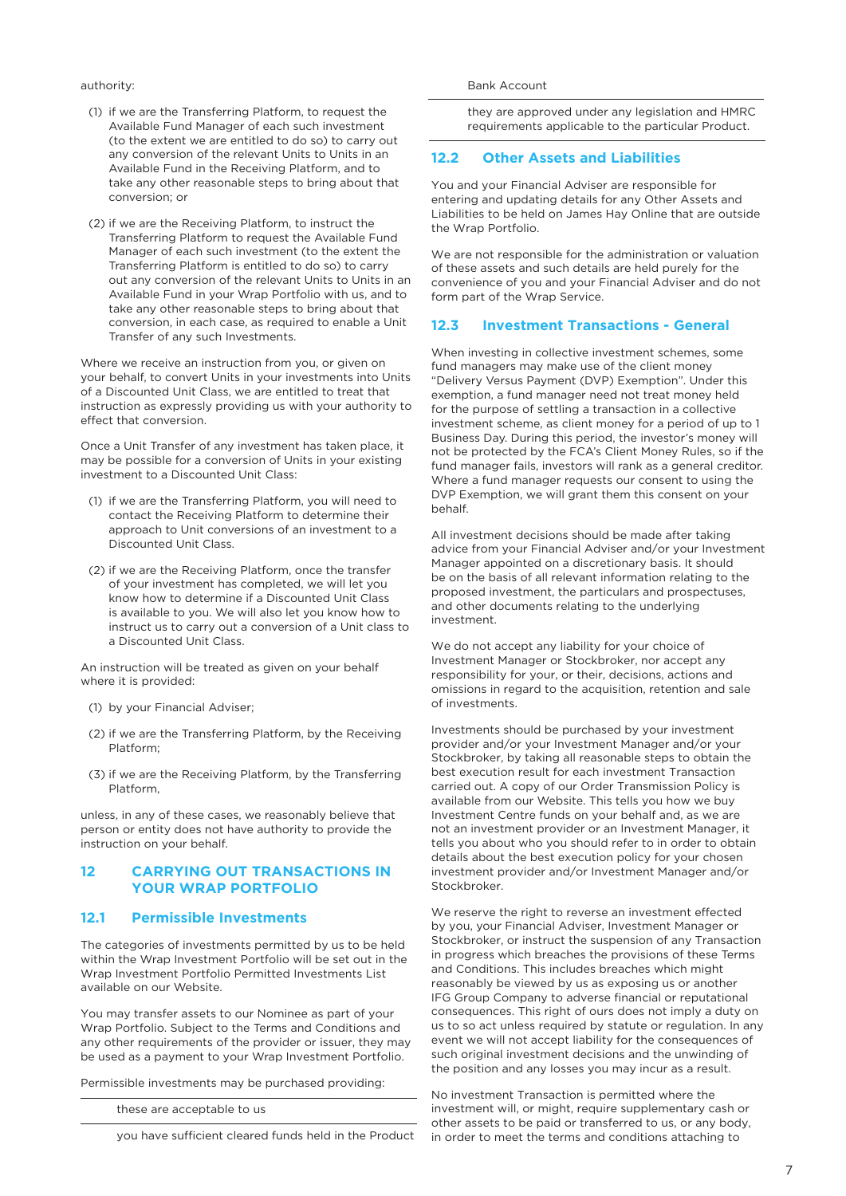authority:

(1) if we are the Transferring Platform, to request the Available Fund Manager of each such investment (to the extent we are entitled to do so) to carry out any conversion of the relevant Units to Units in an Available Fund in the Receiving Platform, and to take any other reasonable steps to bring about that conversion; or

(2) if we are the Receiving Platform, to instruct the Transferring Platform to request the Available Fund Manager of each such investment (to the extent the Transferring Platform is entitled to do so) to carry out any conversion of the relevant Units to Units in an Available Fund in your Wrap Portfolio with us, and to take any other reasonable steps to bring about that conversion, in each case, as required to enable a Unit Transfer of any such Investments.

Where we receive an instruction from you, or given on your behalf, to convert Units in your investments into Units of a Discounted Unit Class, we are entitled to treat that instruction as expressly providing us with your authority to effect that conversion.

Once a Unit Transfer of any investment has taken place, it may be possible for a conversion of Units in your existing investment to a Discounted Unit Class:

(1) if we are the Transferring Platform, you will need to contact the Receiving Platform to determine their approach to Unit conversions of an investment to a Discounted Unit Class.

(2) if we are the Receiving Platform, once the transfer of your investment has completed, we will let you know how to determine if a Discounted Unit Class is available to you. We will also let you know how to instruct us to carry out a conversion of a Unit class to a Discounted Unit Class.

An instruction will be treated as given on your behalf where it is provided:

(1) by your Financial Adviser;

(2) if we are the Transferring Platform, by the Receiving Platform;

(3) if we are the Receiving Platform, by the Transferring Platform,

unless, in any of these cases, we reasonably believe that person or entity does not have authority to provide the instruction on your behalf.

## 12 CARRYING OUT TRANSACTIONS IN YOUR WRAP PORTFOLIO

### 12.1 Permissible Investments

The categories of investments permitted by us to be held within the Wrap Investment Portfolio will be set out in the Wrap Investment Portfolio Permitted Investments List available on our Website.

You may transfer assets to our Nominee as part of your Wrap Portfolio. Subject to the Terms and Conditions and any other requirements of the provider or issuer, they may be used as a payment to your Wrap Investment Portfolio.

Permissible investments may be purchased providing:

- these are acceptable to us
- you have sufficient cleared funds held in the Product Bank Account
- they are approved under any legislation and HMRC requirements applicable to the particular Product.

### 12.2 Other Assets and Liabilities

You and your Financial Adviser are responsible for entering and updating details for any Other Assets and Liabilities to be held on James Hay Online that are outside the Wrap Portfolio.

We are not responsible for the administration or valuation of these assets and such details are held purely for the convenience of you and your Financial Adviser and do not form part of the Wrap Service.

### 12.3 Investment Transactions - General

When investing in collective investment schemes, some fund managers may make use of the client money "Delivery Versus Payment (DVP) Exemption". Under this exemption, a fund manager need not treat money held for the purpose of settling a transaction in a collective investment scheme, as client money for a period of up to 1 Business Day. During this period, the investor's money will not be protected by the FCA's Client Money Rules, so if the fund manager fails, investors will rank as a general creditor. Where a fund manager requests our consent to using the DVP Exemption, we will grant them this consent on your behalf.

All investment decisions should be made after taking advice from your Financial Adviser and/or your Investment Manager appointed on a discretionary basis. It should be on the basis of all relevant information relating to the proposed investment, the particulars and prospectuses, and other documents relating to the underlying investment.

We do not accept any liability for your choice of Investment Manager or Stockbroker, nor accept any responsibility for your, or their, decisions, actions and omissions in regard to the acquisition, retention and sale of investments.

Investments should be purchased by your investment provider and/or your Investment Manager and/or your Stockbroker, by taking all reasonable steps to obtain the best execution result for each investment Transaction carried out. A copy of our Order Transmission Policy is available from our Website. This tells you how we buy Investment Centre funds on your behalf and, as we are not an investment provider or an Investment Manager, it tells you about who you should refer to in order to obtain details about the best execution policy for your chosen investment provider and/or Investment Manager and/or Stockbroker.

We reserve the right to reverse an investment effected by you, your Financial Adviser, Investment Manager or Stockbroker, or instruct the suspension of any Transaction in progress which breaches the provisions of these Terms and Conditions. This includes breaches which might reasonably be viewed by us as exposing us or another IFG Group Company to adverse financial or reputational consequences. This right of ours does not imply a duty on us to so act unless required by statute or regulation. In any event we will not accept liability for the consequences of such original investment decisions and the unwinding of the position and any losses you may incur as a result.

No investment Transaction is permitted where the investment will, or might, require supplementary cash or other assets to be paid or transferred to us, or any body, in order to meet the terms and conditions attaching to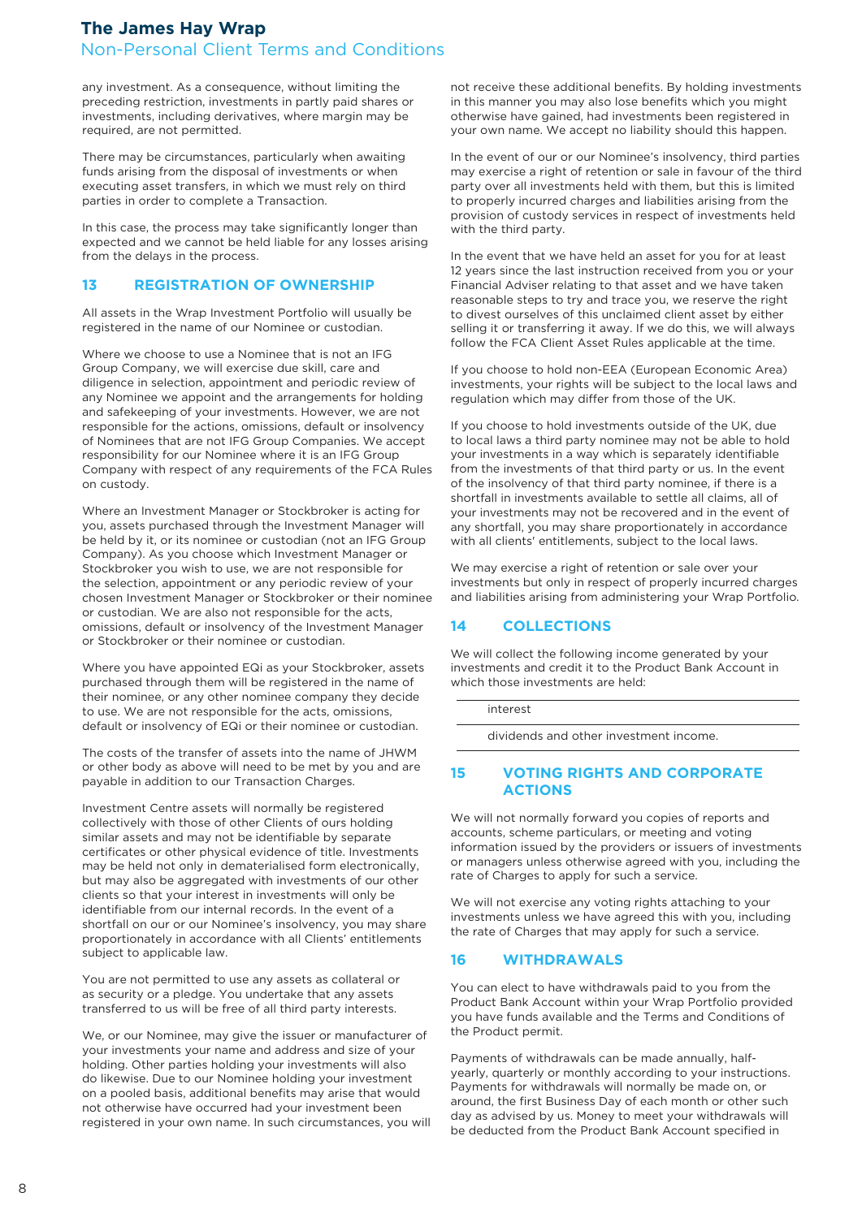any investment. As a consequence, without limiting the preceding restriction, investments in partly paid shares or investments, including derivatives, where margin may be required, are not permitted.

There may be circumstances, particularly when awaiting funds arising from the disposal of investments or when executing asset transfers, in which we must rely on third parties in order to complete a Transaction.

In this case, the process may take significantly longer than expected and we cannot be held liable for any losses arising from the delays in the process.

## 13 REGISTRATION OF OWNERSHIP

All assets in the Wrap Investment Portfolio will usually be registered in the name of our Nominee or custodian.

Where we choose to use a Nominee that is not an IFG Group Company, we will exercise due skill, care and diligence in selection, appointment and periodic review of any Nominee we appoint and the arrangements for holding and safekeeping of your investments. However, we are not responsible for the actions, omissions, default or insolvency of Nominees that are not IFG Group Companies. We accept responsibility for our Nominee where it is an IFG Group Company with respect of any requirements of the FCA Rules on custody.

Where an Investment Manager or Stockbroker is acting for you, assets purchased through the Investment Manager will be held by it, or its nominee or custodian (not an IFG Group Company). As you choose which Investment Manager or Stockbroker you wish to use, we are not responsible for the selection, appointment or any periodic review of your chosen Investment Manager or Stockbroker or their nominee or custodian. We are also not responsible for the acts, omissions, default or insolvency of the Investment Manager or Stockbroker or their nominee or custodian.

Where you have appointed EQi as your Stockbroker, assets purchased through them will be registered in the name of their nominee, or any other nominee company they decide to use. We are not responsible for the acts, omissions, default or insolvency of EQi or their nominee or custodian.

The costs of the transfer of assets into the name of JHWM or other body as above will need to be met by you and are payable in addition to our Transaction Charges.

Investment Centre assets will normally be registered collectively with those of other Clients of ours holding similar assets and may not be identifiable by separate certificates or other physical evidence of title. Investments may be held not only in dematerialised form electronically, but may also be aggregated with investments of our other clients so that your interest in investments will only be identifiable from our internal records. In the event of a shortfall on our or our Nominee's insolvency, you may share proportionately in accordance with all Clients' entitlements subject to applicable law.

You are not permitted to use any assets as collateral or as security or a pledge. You undertake that any assets transferred to us will be free of all third party interests.

We, or our Nominee, may give the issuer or manufacturer of your investments your name and address and size of your holding. Other parties holding your investments will also do likewise. Due to our Nominee holding your investment on a pooled basis, additional benefits may arise that would not otherwise have occurred had your investment been registered in your own name. In such circumstances, you will not receive these additional benefits. By holding investments in this manner you may also lose benefits which you might otherwise have gained, had investments been registered in your own name. We accept no liability should this happen.

In the event of our or our Nominee's insolvency, third parties may exercise a right of retention or sale in favour of the third party over all investments held with them, but this is limited to properly incurred charges and liabilities arising from the provision of custody services in respect of investments held with the third party.

In the event that we have held an asset for you for at least 12 years since the last instruction received from you or your Financial Adviser relating to that asset and we have taken reasonable steps to try and trace you, we reserve the right to divest ourselves of this unclaimed client asset by either selling it or transferring it away. If we do this, we will always follow the FCA Client Asset Rules applicable at the time.

If you choose to hold non-EEA (European Economic Area) investments, your rights will be subject to the local laws and regulation which may differ from those of the UK.

If you choose to hold investments outside of the UK, due to local laws a third party nominee may not be able to hold your investments in a way which is separately identifiable from the investments of that third party or us. In the event of the insolvency of that third party nominee, if there is a shortfall in investments available to settle all claims, all of your investments may not be recovered and in the event of any shortfall, you may share proportionately in accordance with all clients' entitlements, subject to the local laws.

We may exercise a right of retention or sale over your investments but only in respect of properly incurred charges and liabilities arising from administering your Wrap Portfolio.

## 14 COLLECTIONS

We will collect the following income generated by your investments and credit it to the Product Bank Account in which those investments are held:

- interest
- dividends and other investment income.

## 15 VOTING RIGHTS AND CORPORATE ACTIONS

We will not normally forward you copies of reports and accounts, scheme particulars, or meeting and voting information issued by the providers or issuers of investments or managers unless otherwise agreed with you, including the rate of Charges to apply for such a service.

We will not exercise any voting rights attaching to your investments unless we have agreed this with you, including the rate of Charges that may apply for such a service.

## 16 WITHDRAWALS

You can elect to have withdrawals paid to you from the Product Bank Account within your Wrap Portfolio provided you have funds available and the Terms and Conditions of the Product permit.

Payments of withdrawals can be made annually, half-yearly, quarterly or monthly according to your instructions. Payments for withdrawals will normally be made on, or around, the first Business Day of each month or other such day as advised by us. Money to meet your withdrawals will be deducted from the Product Bank Account specified in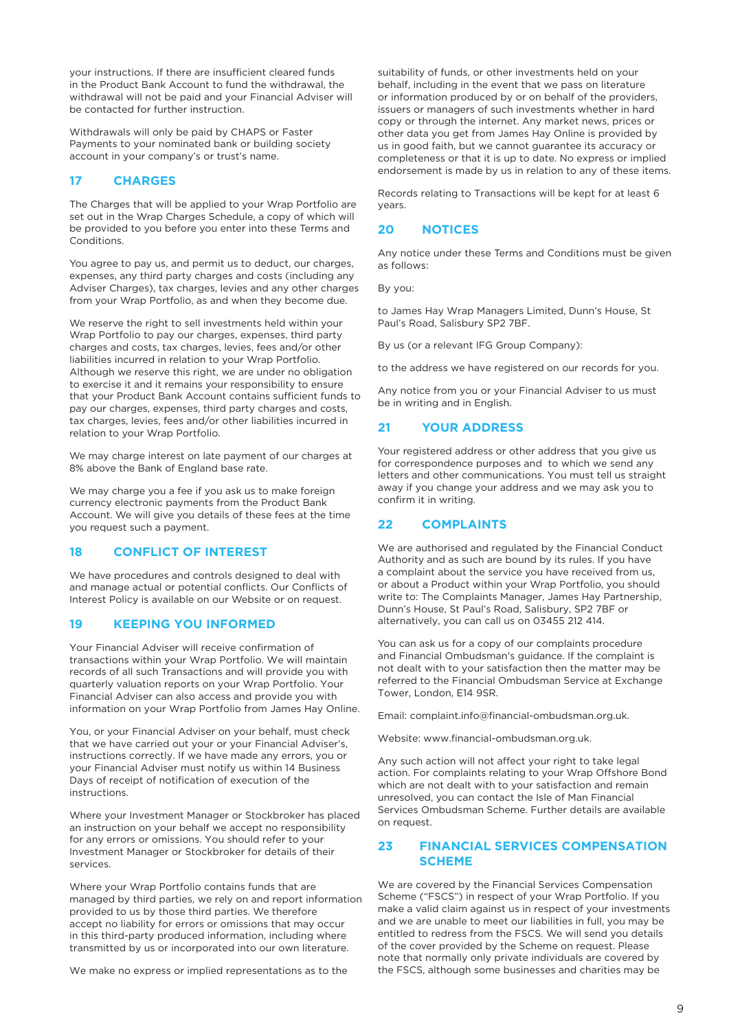your instructions. If there are insufficient cleared funds in the Product Bank Account to fund the withdrawal, the withdrawal will not be paid and your Financial Adviser will be contacted for further instruction.

Withdrawals will only be paid by CHAPS or Faster Payments to your nominated bank or building society account in your company's or trust's name.

## 17 CHARGES

The Charges that will be applied to your Wrap Portfolio are set out in the Wrap Charges Schedule, a copy of which will be provided to you before you enter into these Terms and Conditions.

You agree to pay us, and permit us to deduct, our charges, expenses, any third party charges and costs (including any Adviser Charges), tax charges, levies and any other charges from your Wrap Portfolio, as and when they become due.

We reserve the right to sell investments held within your Wrap Portfolio to pay our charges, expenses, third party charges and costs, tax charges, levies, fees and/or other liabilities incurred in relation to your Wrap Portfolio. Although we reserve this right, we are under no obligation to exercise it and it remains your responsibility to ensure that your Product Bank Account contains sufficient funds to pay our charges, expenses, third party charges and costs, tax charges, levies, fees and/or other liabilities incurred in relation to your Wrap Portfolio.

We may charge interest on late payment of our charges at 8% above the Bank of England base rate.

We may charge you a fee if you ask us to make foreign currency electronic payments from the Product Bank Account. We will give you details of these fees at the time you request such a payment.

## 18 CONFLICT OF INTEREST

We have procedures and controls designed to deal with and manage actual or potential conflicts. Our Conflicts of Interest Policy is available on our Website or on request.

## 19 KEEPING YOU INFORMED

Your Financial Adviser will receive confirmation of transactions within your Wrap Portfolio. We will maintain records of all such Transactions and will provide you with quarterly valuation reports on your Wrap Portfolio. Your Financial Adviser can also access and provide you with information on your Wrap Portfolio from James Hay Online.

You, or your Financial Adviser on your behalf, must check that we have carried out your or your Financial Adviser's, instructions correctly. If we have made any errors, you or your Financial Adviser must notify us within 14 Business Days of receipt of notification of execution of the instructions.

Where your Investment Manager or Stockbroker has placed an instruction on your behalf we accept no responsibility for any errors or omissions. You should refer to your Investment Manager or Stockbroker for details of their services.

Where your Wrap Portfolio contains funds that are managed by third parties, we rely on and report information provided to us by those third parties. We therefore accept no liability for errors or omissions that may occur in this third-party produced information, including where transmitted by us or incorporated into our own literature.

We make no express or implied representations as to the suitability of funds, or other investments held on your behalf, including in the event that we pass on literature or information produced by or on behalf of the providers, issuers or managers of such investments whether in hard copy or through the internet. Any market news, prices or other data you get from James Hay Online is provided by us in good faith, but we cannot guarantee its accuracy or completeness or that it is up to date. No express or implied endorsement is made by us in relation to any of these items.

Records relating to Transactions will be kept for at least 6 years.

## 20 NOTICES

Any notice under these Terms and Conditions must be given as follows:

By you:

to James Hay Wrap Managers Limited, Dunn's House, St Paul's Road, Salisbury SP2 7BF.

By us (or a relevant IFG Group Company):

to the address we have registered on our records for you.

Any notice from you or your Financial Adviser to us must be in writing and in English.

## 21 YOUR ADDRESS

Your registered address or other address that you give us for correspondence purposes and to which we send any letters and other communications. You must tell us straight away if you change your address and we may ask you to confirm it in writing.

## 22 COMPLAINTS

We are authorised and regulated by the Financial Conduct Authority and as such are bound by its rules. If you have a complaint about the service you have received from us, or about a Product within your Wrap Portfolio, you should write to: The Complaints Manager, James Hay Partnership, Dunn's House, St Paul's Road, Salisbury, SP2 7BF or alternatively, you can call us on 03455 212 414.

You can ask us for a copy of our complaints procedure and Financial Ombudsman's guidance. If the complaint is not dealt with to your satisfaction then the matter may be referred to the Financial Ombudsman Service at Exchange Tower, London, E14 9SR.

Email: complaint.info@financial-ombudsman.org.uk.

Website: www.financial-ombudsman.org.uk.

Any such action will not affect your right to take legal action. For complaints relating to your Wrap Offshore Bond which are not dealt with to your satisfaction and remain unresolved, you can contact the Isle of Man Financial Services Ombudsman Scheme. Further details are available on request.

## 23 FINANCIAL SERVICES COMPENSATION SCHEME

We are covered by the Financial Services Compensation Scheme ("FSCS") in respect of your Wrap Portfolio. If you make a valid claim against us in respect of your investments and we are unable to meet our liabilities in full, you may be entitled to redress from the FSCS. We will send you details of the cover provided by the Scheme on request. Please note that normally only private individuals are covered by the FSCS, although some businesses and charities may be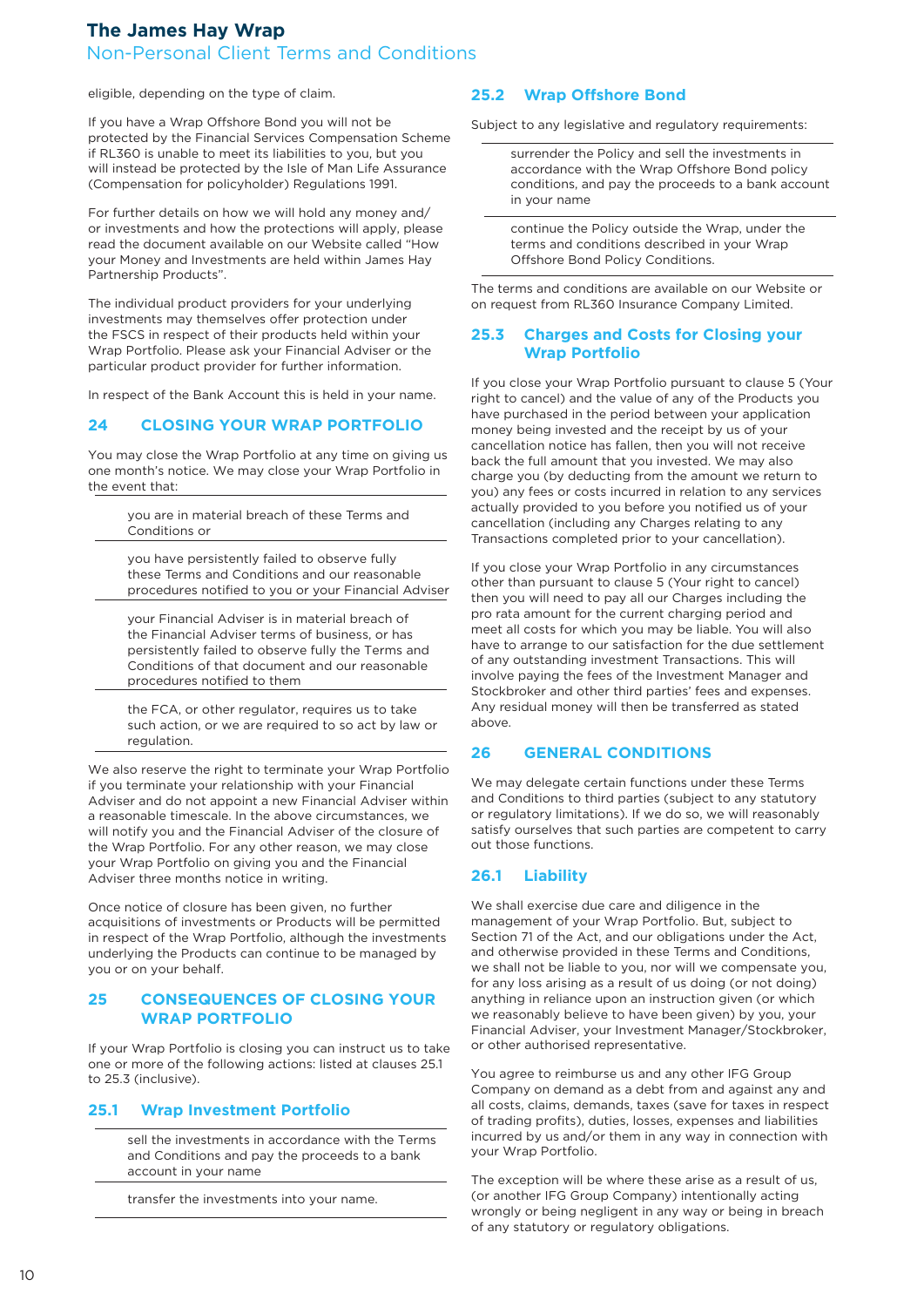eligible, depending on the type of claim.

If you have a Wrap Offshore Bond you will not be protected by the Financial Services Compensation Scheme if RL360 is unable to meet its liabilities to you, but you will instead be protected by the Isle of Man Life Assurance (Compensation for policyholder) Regulations 1991.

For further details on how we will hold any money and/or investments and how the protections will apply, please read the document available on our Website called "How your Money and Investments are held within James Hay Partnership Products".

The individual product providers for your underlying investments may themselves offer protection under the FSCS in respect of their products held within your Wrap Portfolio. Please ask your Financial Adviser or the particular product provider for further information.

In respect of the Bank Account this is held in your name.

## 24 CLOSING YOUR WRAP PORTFOLIO

You may close the Wrap Portfolio at any time on giving us one month's notice. We may close your Wrap Portfolio in the event that:

- you are in material breach of these Terms and Conditions or
- you have persistently failed to observe fully these Terms and Conditions and our reasonable procedures notified to you or your Financial Adviser
- your Financial Adviser is in material breach of the Financial Adviser terms of business, or has persistently failed to observe fully the Terms and Conditions of that document and our reasonable procedures notified to them
- the FCA, or other regulator, requires us to take such action, or we are required to so act by law or regulation.

We also reserve the right to terminate your Wrap Portfolio if you terminate your relationship with your Financial Adviser and do not appoint a new Financial Adviser within a reasonable timescale. In the above circumstances, we will notify you and the Financial Adviser of the closure of the Wrap Portfolio. For any other reason, we may close your Wrap Portfolio on giving you and the Financial Adviser three months notice in writing.

Once notice of closure has been given, no further acquisitions of investments or Products will be permitted in respect of the Wrap Portfolio, although the investments underlying the Products can continue to be managed by you or on your behalf.

## 25 CONSEQUENCES OF CLOSING YOUR WRAP PORTFOLIO

If your Wrap Portfolio is closing you can instruct us to take one or more of the following actions: listed at clauses 25.1 to 25.3 (inclusive).

### 25.1 Wrap Investment Portfolio

- sell the investments in accordance with the Terms and Conditions and pay the proceeds to a bank account in your name
- transfer the investments into your name.

### 25.2 Wrap Offshore Bond

Subject to any legislative and regulatory requirements:

- surrender the Policy and sell the investments in accordance with the Wrap Offshore Bond policy conditions, and pay the proceeds to a bank account in your name
- continue the Policy outside the Wrap, under the terms and conditions described in your Wrap Offshore Bond Policy Conditions.

The terms and conditions are available on our Website or on request from RL360 Insurance Company Limited.

### 25.3 Charges and Costs for Closing your Wrap Portfolio

If you close your Wrap Portfolio pursuant to clause 5 (Your right to cancel) and the value of any of the Products you have purchased in the period between your application money being invested and the receipt by us of your cancellation notice has fallen, then you will not receive back the full amount that you invested. We may also charge you (by deducting from the amount we return to you) any fees or costs incurred in relation to any services actually provided to you before you notified us of your cancellation (including any Charges relating to any Transactions completed prior to your cancellation).

If you close your Wrap Portfolio in any circumstances other than pursuant to clause 5 (Your right to cancel) then you will need to pay all our Charges including the pro rata amount for the current charging period and meet all costs for which you may be liable. You will also have to arrange to our satisfaction for the due settlement of any outstanding investment Transactions. This will involve paying the fees of the Investment Manager and Stockbroker and other third parties' fees and expenses. Any residual money will then be transferred as stated above.

## 26 GENERAL CONDITIONS

We may delegate certain functions under these Terms and Conditions to third parties (subject to any statutory or regulatory limitations). If we do so, we will reasonably satisfy ourselves that such parties are competent to carry out those functions.

### 26.1 Liability

We shall exercise due care and diligence in the management of your Wrap Portfolio. But, subject to Section 71 of the Act, and our obligations under the Act, and otherwise provided in these Terms and Conditions, we shall not be liable to you, nor will we compensate you, for any loss arising as a result of us doing (or not doing) anything in reliance upon an instruction given (or which we reasonably believe to have been given) by you, your Financial Adviser, your Investment Manager/Stockbroker, or other authorised representative.

You agree to reimburse us and any other IFG Group Company on demand as a debt from and against any and all costs, claims, demands, taxes (save for taxes in respect of trading profits), duties, losses, expenses and liabilities incurred by us and/or them in any way in connection with your Wrap Portfolio.

The exception will be where these arise as a result of us, (or another IFG Group Company) intentionally acting wrongly or being negligent in any way or being in breach of any statutory or regulatory obligations.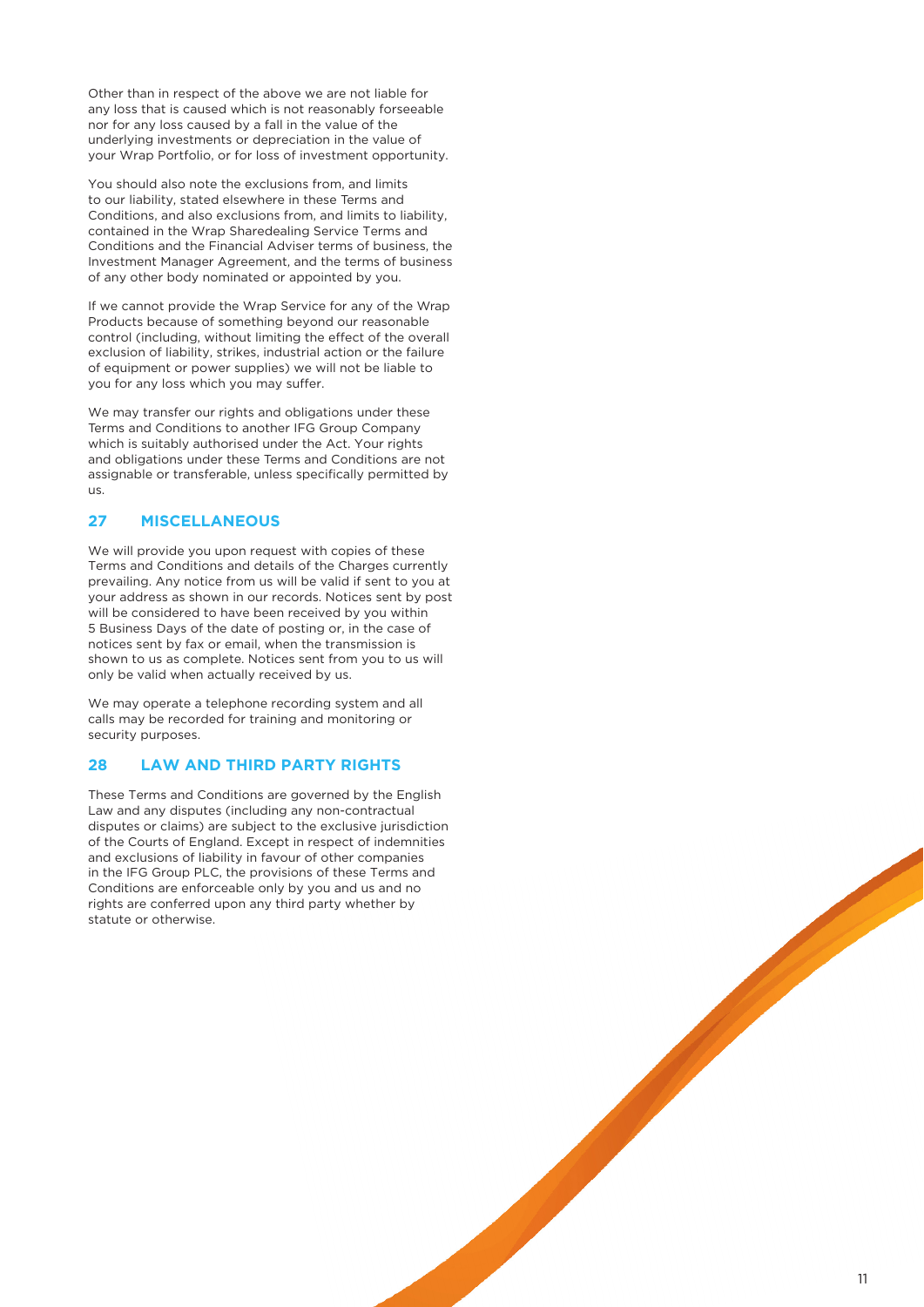Other than in respect of the above we are not liable for any loss that is caused which is not reasonably forseeable nor for any loss caused by a fall in the value of the underlying investments or depreciation in the value of your Wrap Portfolio, or for loss of investment opportunity.

You should also note the exclusions from, and limits to our liability, stated elsewhere in these Terms and Conditions, and also exclusions from, and limits to liability, contained in the Wrap Sharedealing Service Terms and Conditions and the Financial Adviser terms of business, the Investment Manager Agreement, and the terms of business of any other body nominated or appointed by you.

If we cannot provide the Wrap Service for any of the Wrap Products because of something beyond our reasonable control (including, without limiting the effect of the overall exclusion of liability, strikes, industrial action or the failure of equipment or power supplies) we will not be liable to you for any loss which you may suffer.

We may transfer our rights and obligations under these Terms and Conditions to another IFG Group Company which is suitably authorised under the Act. Your rights and obligations under these Terms and Conditions are not assignable or transferable, unless specifically permitted by us.

## 27 MISCELLANEOUS

We will provide you upon request with copies of these Terms and Conditions and details of the Charges currently prevailing. Any notice from us will be valid if sent to you at your address as shown in our records. Notices sent by post will be considered to have been received by you within 5 Business Days of the date of posting or, in the case of notices sent by fax or email, when the transmission is shown to us as complete. Notices sent from you to us will only be valid when actually received by us.

We may operate a telephone recording system and all calls may be recorded for training and monitoring or security purposes.

## 28 LAW AND THIRD PARTY RIGHTS

These Terms and Conditions are governed by the English Law and any disputes (including any non-contractual disputes or claims) are subject to the exclusive jurisdiction of the Courts of England. Except in respect of indemnities and exclusions of liability in favour of other companies in the IFG Group PLC, the provisions of these Terms and Conditions are enforceable only by you and us and no rights are conferred upon any third party whether by statute or otherwise.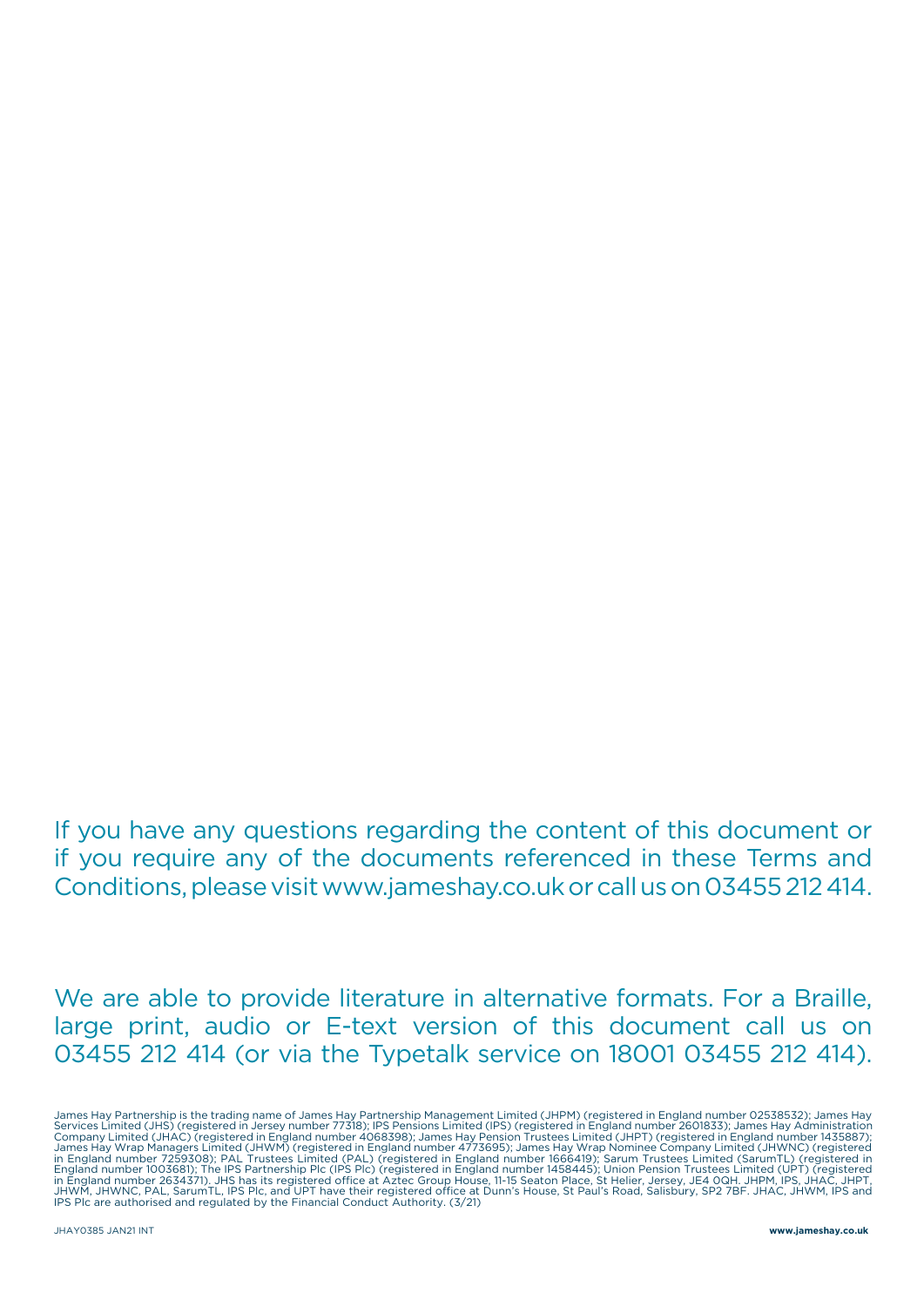If you have any questions regarding the content of this document or if you require any of the documents referenced in these Terms and Conditions, please visit www.jameshay.co.uk or call us on 03455 212 414.

We are able to provide literature in alternative formats. For a Braille, large print, audio or E-text version of this document call us on 03455 212 414 (or via the Typetalk service on 18001 03455 212 414).

James Hay Partnership is the trading name of James Hay Partnership Management Limited (JHPM) (registered in England number 02538532); James Hay Services Limited (JHS) (registered in Jersey number 77318); IPS Pensions Limited (IPS) (registered in England number 2601833); James Hay Administration Company Limited (JHAC) (registered in England number 4068398); James Hay Pension Trustees Limited (JHPT) (registered in England number 1435887); James Hay Wrap Managers Limited (JHWM) (registered in England number 4773695); James Hay Wrap Nominee Company Limited (JHWNC) (registered in England number 7259308); PAL Trustees Limited (PAL) (registered in England number 1666419); Sarum Trustees Limited (SarumTL) (registered in England number 1003681); The IPS Partnership Plc (IPS Plc) (registered in England number 1458445); Union Pension Trustees Limited (UPT) (registered in England number 2634371). JHS has its registered office at Aztec Group House, 11-15 Seaton Place, St Helier, Jersey, JE4 0QH. JHPM, IPS, JHAC, JHPT, JHWM, JHWNC, PAL, SarumTL, IPS Plc, and UPT have their registered office at Dunn's House, St Paul's Road, Salisbury, SP2 7BF. JHAC, JHWM, IPS and IPS Plc are authorised and regulated by the Financial Conduct Authority. (3/21)

JHAY0385 JAN21 INT

**www.jameshay.co.uk**